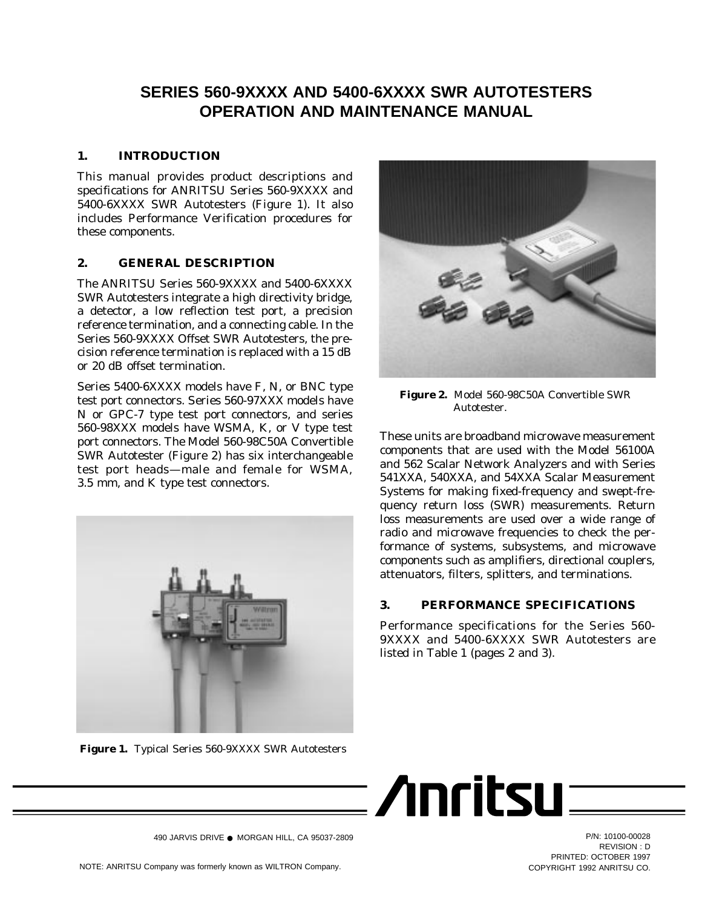# SERIES 560-9XXXX AND 5400-6XXXX SWR AUTOTESTERS OPERATION AND MAINTENANCE MANUAL

## 1. INTRODUCTION

This manual provides product descriptions and specifications for ANRITSU Series 560-9XXXX and 5400-6XXXX SWR Autotesters (Figure 1). It also includes Performance Verification procedures for these components.

## 2. GENERAL DESCRIPTION

The ANRITSU Series 560-9XXXX and 5400-6XXXX SWR Autotesters integrate a high directivity bridge, a detector, a low reflection test port, a precision reference termination, and a connecting cable. In the Series 560-9XXXX Offset SWR Autotesters, the precision reference termination is replaced with a 15 dB or 20 dB offset termination.

Series 5400-6XXXX models have F, N, or BNC type test port connectors. Series 560-97XXX models have N or GPC-7 type test port connectors, and series 560-98XXX models have WSMA, K, or V type test port connectors. The Model 560-98C50A Convertible SWR Autotester (Figure 2) has six interchangeable test port heads—male and female for WSMA, 3.5 mm, and K type test connectors.

**Figure 1.** Typical Series 560-9XXXX SWR Autotesters

**Figure 2.** Model 560-98C50A Convertible SWR Autotester.

These units are broadband microwave measurement components that are used with the Model 56100A and 562 Scalar Network Analyzers and with Series 541XXA, 540XXA, and 54XXA Scalar Measurement Systems for making fixed-frequency and swept-frequency return loss (SWR) measurements. Return loss measurements are used over a wide range of radio and microwave frequencies to check the performance of systems, subsystems, and microwave components such as amplifiers, directional couplers, attenuators, filters, splitters, and terminations.

## 3. PERFORMANCE SPECIFICATIONS

Performance specifications for the Series 560-9XXXX and 5400-6XXXX SWR Autotesters are listed in Table 1 (pages 2 and 3).

490 JARVIS DRIVE ● MORGAN HILL, CA 95037-2809

P/N: 10100-00028
REVISION : D
PRINTED: OCTOBER 1997
COPYRIGHT 1992 ANRITSU CO.

NOTE: ANRITSU Company was formerly known as WILTRON Company.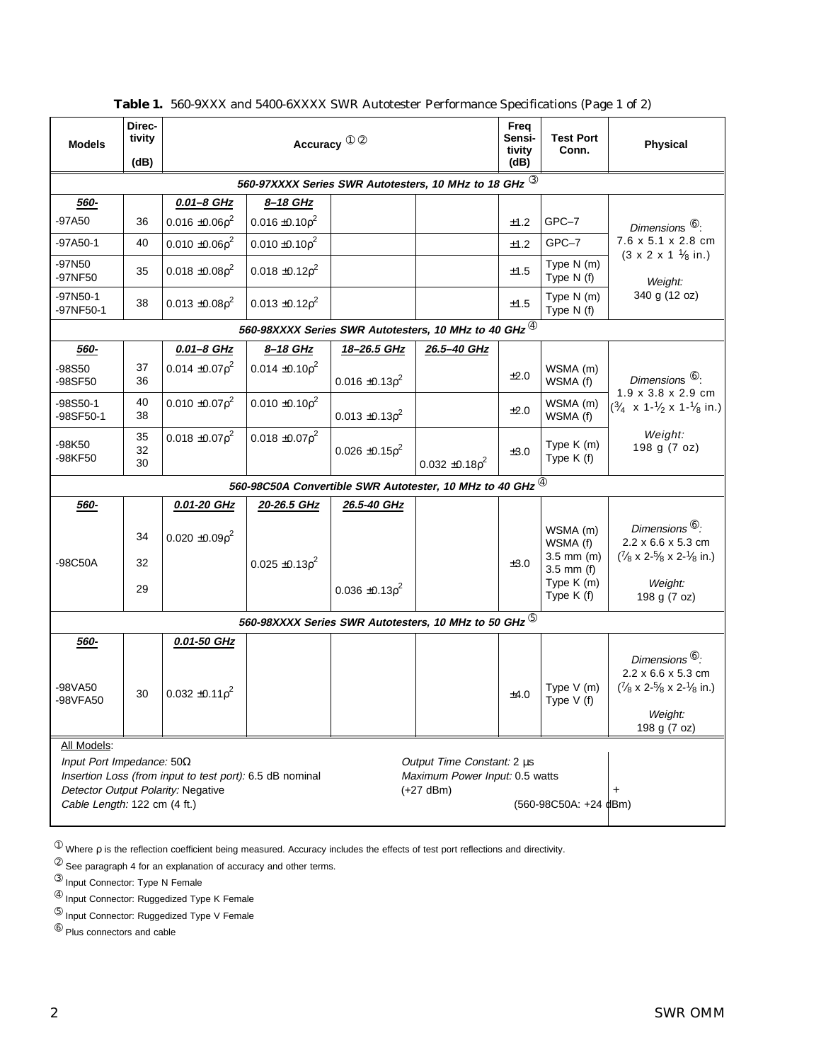**Table 1.** 560-9XXX and 5400-6XXXX SWR Autotester Performance Specifications (Page 1 of 2)

| Models | Directivity (dB) | Accuracy ①② | | | | Freq Sensitivity (dB) | Test Port Conn. | Physical |
|---|---|---|---|---|---|---|---|---|
| *560-97XXXX Series SWR Autotesters, 10 MHz to 18 GHz* ③ | | | | | | | | |
| **560-** | | **0.01–8 GHz** | **8–18 GHz** | | | | | Dimensions ⑥: 7.6 x 5.1 x 2.8 cm (3 x 2 x 1 ⅛ in.) Weight: 340 g (12 oz) |
| -97A50 | 36 | 0.016 ±0.06$\rho^2$ | 0.016 ±0.10$\rho^2$ | | | ±1.2 | GPC–7 | |
| -97A50-1 | 40 | 0.010 ±0.06$\rho^2$ | 0.010 ±0.10$\rho^2$ | | | ±1.2 | GPC–7 | |
| -97N50 -97NF50 | 35 | 0.018 ±0.08$\rho^2$ | 0.018 ±0.12$\rho^2$ | | | ±1.5 | Type N (m) Type N (f) | |
| -97N50-1 -97NF50-1 | 38 | 0.013 ±0.08$\rho^2$ | 0.013 ±0.12$\rho^2$ | | | ±1.5 | Type N (m) Type N (f) | |
| *560-98XXXX Series SWR Autotesters, 10 MHz to 40 GHz* ④ | | | | | | | | |
| **560-** | | **0.01–8 GHz** | **8–18 GHz** | **18–26.5 GHz** | **26.5–40 GHz** | | | Dimensions ⑥: 1.9 x 3.8 x 2.9 cm (¾ x 1-½ x 1-⅛ in.) Weight: 198 g (7 oz) |
| -98S50 -98SF50 | 37 36 | 0.014 ±0.07$\rho^2$ | 0.014 ±0.10$\rho^2$ | 0.016 ±0.13$\rho^2$ | | ±2.0 | WSMA (m) WSMA (f) | |
| -98S50-1 -98SF50-1 | 40 38 | 0.010 ±0.07$\rho^2$ | 0.010 ±0.10$\rho^2$ | 0.013 ±0.13$\rho^2$ | | ±2.0 | WSMA (m) WSMA (f) | |
| -98K50 -98KF50 | 35 32 30 | 0.018 ±0.07$\rho^2$ | 0.018 ±0.07$\rho^2$ | 0.026 ±0.15$\rho^2$ | 0.032 ±0.18$\rho^2$ | ±3.0 | Type K (m) Type K (f) | |
| *560-98C50A Convertible SWR Autotester, 10 MHz to 40 GHz* ④ | | | | | | | | |
| **560-** | | **0.01-20 GHz** | **20-26.5 GHz** | **26.5-40 GHz** | | | | |
| -98C50A | 34 32 29 | 0.020 ±0.09$\rho^2$ | 0.025 ±0.13$\rho^2$ | 0.036 ±0.13$\rho^2$ | | ±3.0 | WSMA (m) WSMA (f) 3.5 mm (m) 3.5 mm (f) Type K (m) Type K (f) | Dimensions ⑥: 2.2 x 6.6 x 5.3 cm (⅞ x 2-⅝ x 2-⅛ in.) Weight: 198 g (7 oz) |
| *560-98XXXX Series SWR Autotesters, 10 MHz to 50 GHz* ⑤ | | | | | | | | |
| **560-** | | **0.01-50 GHz** | | | | | | |
| -98VA50 -98VFA50 | 30 | 0.032 ±0.11$\rho^2$ | | | | ±4.0 | Type V (m) Type V (f) | Dimensions ⑥: 2.2 x 6.6 x 5.3 cm (⅞ x 2-⅝ x 2-⅛ in.) Weight: 198 g (7 oz) |

All Models:

*Input Port Impedance:* 50Ω
*Insertion Loss (from input to test port):* 6.5 dB nominal
*Detector Output Polarity:* Negative
*Cable Length:* 122 cm (4 ft.)
*Output Time Constant:* 2 µs
*Maximum Power Input:* 0.5 watts (+27 dBm) (560-98C50A: +24 dBm)

① Where ρ is the reflection coefficient being measured. Accuracy includes the effects of test port reflections and directivity.
② See paragraph 4 for an explanation of accuracy and other terms.
③ Input Connector: Type N Female
④ Input Connector: Ruggedized Type K Female
⑤ Input Connector: Ruggedized Type V Female
⑥ Plus connectors and cable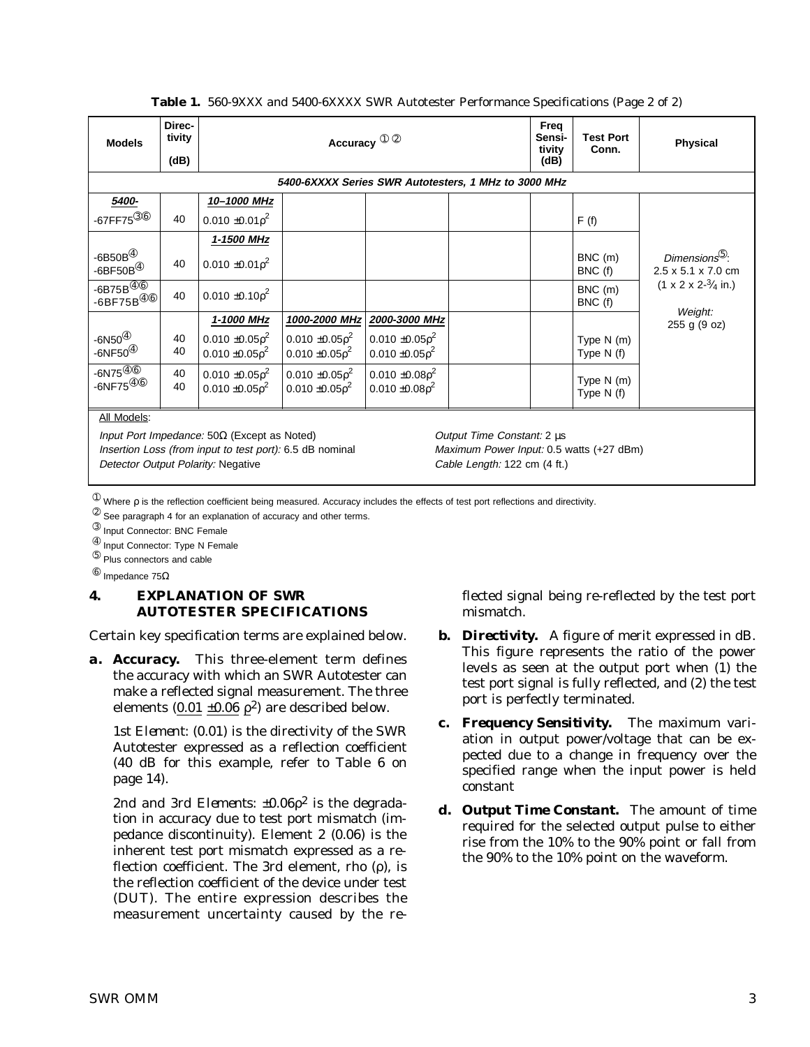**Table 1.** 560-9XXX and 5400-6XXXX SWR Autotester Performance Specifications (Page 2 of 2)

| Models | Directivity (dB) | Accuracy ①② | | | | Freq Sensitivity (dB) | Test Port Conn. | Physical |
|---|---|---|---|---|---|---|---|---|
| *5400-6XXXX Series SWR Autotesters, 1 MHz to 3000 MHz* | | | | | | | | |
| ***5400-*** | | ***10–1000 MHz*** | | | | | | |
| -67FF75③⑥ | 40 | $0.010 \pm 0.01\rho^2$ | | | | | F (f) | *Dimensions*⑤: 2.5 x 5.1 x 7.0 cm (1 x 2 x 2-¾ in.) *Weight:* 255 g (9 oz) |
| | | ***1-1500 MHz*** | | | | | | |
| -6B50B④ -6BF50B④ | 40 | $0.010 \pm 0.01\rho^2$ | | | | | BNC (m) BNC (f) | |
| -6B75B④⑥ -6BF75B④⑥ | 40 | $0.010 \pm 0.10\rho^2$ | | | | | BNC (m) BNC (f) | |
| | | ***1-1000 MHz*** | ***1000-2000 MHz*** | ***2000-3000 MHz*** | | | | |
| -6N50④ -6NF50④ | 40 40 | $0.010 \pm 0.05\rho^2$ $0.010 \pm 0.05\rho^2$ | $0.010 \pm 0.05\rho^2$ $0.010 \pm 0.05\rho^2$ | $0.010 \pm 0.05\rho^2$ $0.010 \pm 0.05\rho^2$ | | | Type N (m) Type N (f) | |
| -6N75④⑥ -6NF75④⑥ | 40 40 | $0.010 \pm 0.05\rho^2$ $0.010 \pm 0.05\rho^2$ | $0.010 \pm 0.05\rho^2$ $0.010 \pm 0.05\rho^2$ | $0.010 \pm 0.08\rho^2$ $0.010 \pm 0.08\rho^2$ | | | Type N (m) Type N (f) | |

All Models:

*Input Port Impedance:* 50Ω (Except as Noted)
*Insertion Loss (from input to test port):* 6.5 dB nominal
*Detector Output Polarity:* Negative
*Output Time Constant:* 2 µs
*Maximum Power Input:* 0.5 watts (+27 dBm)
*Cable Length:* 122 cm (4 ft.)

① Where ρ is the reflection coefficient being measured. Accuracy includes the effects of test port reflections and directivity.
② See paragraph 4 for an explanation of accuracy and other terms.
③ Input Connector: BNC Female
④ Input Connector: Type N Female
⑤ Plus connectors and cable
⑥ Impedance 75Ω

## 4. EXPLANATION OF SWR AUTOTESTER SPECIFICATIONS

Certain key specification terms are explained below.

**a. Accuracy.** This three-element term defines the accuracy with which an SWR Autotester can make a reflected signal measurement. The three elements ($\underline{0.01}$ $\underline{\pm 0.06}$ $\rho^2$) are described below.

*1st Element:* (0.01) is the directivity of the SWR Autotester expressed as a reflection coefficient (40 dB for this example, refer to Table 6 on page 14).

*2nd and 3rd Elements:* $\pm 0.06\rho^2$ is the degradation in accuracy due to test port mismatch (impedance discontinuity). Element 2 (0.06) is the inherent test port mismatch expressed as a reflection coefficient. The 3rd element, rho (ρ), is the reflection coefficient of the device under test (DUT). The entire expression describes the measurement uncertainty caused by the reflected signal being re-reflected by the test port mismatch.

**b. Directivity.** A figure of merit expressed in dB. This figure represents the ratio of the power levels as seen at the output port when (1) the test port signal is fully reflected, and (2) the test port is perfectly terminated.

**c. Frequency Sensitivity.** The maximum variation in output power/voltage that can be expected due to a change in frequency over the specified range when the input power is held constant

**d. Output Time Constant.** The amount of time required for the selected output pulse to either rise from the 10% to the 90% point or fall from the 90% to the 10% point on the waveform.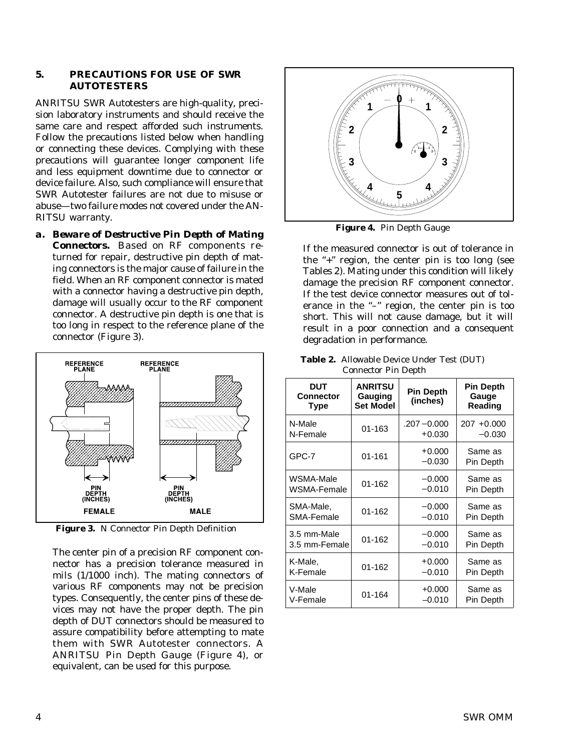## 5. PRECAUTIONS FOR USE OF SWR AUTOTESTERS

ANRITSU SWR Autotesters are high-quality, precision laboratory instruments and should receive the same care and respect afforded such instruments. Follow the precautions listed below when handling or connecting these devices. Complying with these precautions will guarantee longer component life and less equipment downtime due to connector or device failure. Also, such compliance will ensure that SWR Autotester failures are not due to misuse or abuse—two failure modes not covered under the ANRITSU warranty.

**a. Beware of Destructive Pin Depth of Mating Connectors.** Based on RF components returned for repair, destructive pin depth of mating connectors is the major cause of failure in the field. When an RF component connector is mated with a connector having a destructive pin depth, damage will usually occur to the RF component connector. A destructive pin depth is one that is too long in respect to the reference plane of the connector (Figure 3).

**Figure 3.** N Connector Pin Depth Definition

The center pin of a precision RF component connector has a precision tolerance measured in mils (1/1000 inch). The mating connectors of various RF components may not be precision types. Consequently, the center pins of these devices may not have the proper depth. The pin depth of DUT connectors should be measured to assure compatibility before attempting to mate them with SWR Autotester connectors. A ANRITSU Pin Depth Gauge (Figure 4), or equivalent, can be used for this purpose.

**Figure 4.** Pin Depth Gauge

If the measured connector is out of tolerance in the "+" region, the center pin is too long (see Tables 2). Mating under this condition will likely damage the precision RF component connector. If the test device connector measures out of tolerance in the "–" region, the center pin is too short. This will not cause damage, but it will result in a poor connection and a consequent degradation in performance.

**Table 2.** Allowable Device Under Test (DUT) Connector Pin Depth

| DUT Connector Type | ANRITSU Gauging Set Model | Pin Depth (inches) | Pin Depth Gauge Reading |
|---|---|---|---|
| N-Male<br>N-Female | 01-163 | .207 −0.000<br>+0.030 | 207 +0.000<br>−0.030 |
| GPC-7 | 01-161 | +0.000<br>−0.030 | Same as Pin Depth |
| WSMA-Male<br>WSMA-Female | 01-162 | −0.000<br>−0.010 | Same as Pin Depth |
| SMA-Male,<br>SMA-Female | 01-162 | −0.000<br>−0.010 | Same as Pin Depth |
| 3.5 mm-Male<br>3.5 mm-Female | 01-162 | −0.000<br>−0.010 | Same as Pin Depth |
| K-Male,<br>K-Female | 01-162 | +0.000<br>−0.010 | Same as Pin Depth |
| V-Male<br>V-Female | 01-164 | +0.000<br>–0.010 | Same as Pin Depth |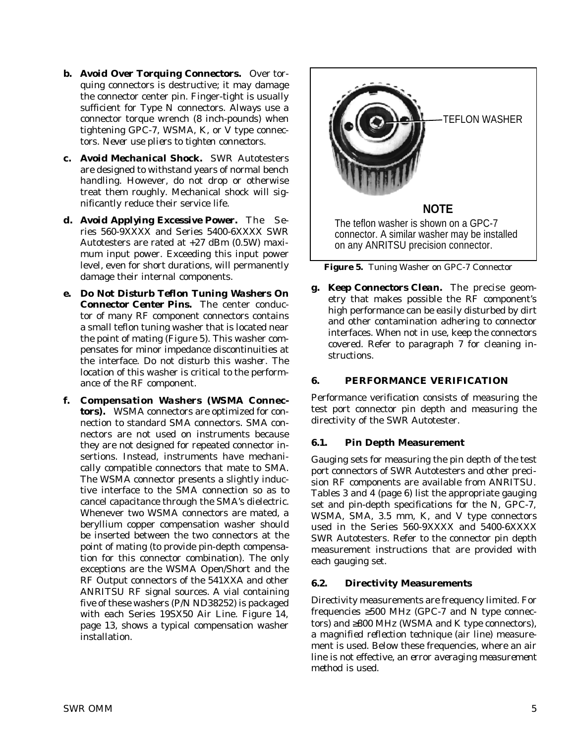**b. Avoid Over Torquing Connectors.** Over torquing connectors is destructive; it may damage the connector center pin. Finger-tight is usually sufficient for Type N connectors. Always use a connector torque wrench (8 inch-pounds) when tightening GPC-7, WSMA, K, or V type connectors. *Never use pliers to tighten connectors.*

**c. Avoid Mechanical Shock.** SWR Autotesters are designed to withstand years of normal bench handling. However, do not drop or otherwise treat them roughly. Mechanical shock will significantly reduce their service life.

**d. Avoid Applying Excessive Power.** The Series 560-9XXXX and Series 5400-6XXXX SWR Autotesters are rated at +27 dBm (0.5W) maximum input power. Exceeding this input power level, even for short durations, will permanently damage their internal components.

**e. Do Not Disturb Teflon Tuning Washers On Connector Center Pins.** The center conductor of many RF component connectors contains a small teflon tuning washer that is located near the point of mating (Figure 5). This washer compensates for minor impedance discontinuities at the interface. Do not disturb this washer. The location of this washer is critical to the performance of the RF component.

**f. Compensation Washers (WSMA Connectors).** WSMA connectors are optimized for connection to standard SMA connectors. SMA connectors are not used on instruments because they are not designed for repeated connector insertions. Instead, instruments have mechanically compatible connectors that mate to SMA. The WSMA connector presents a slightly inductive interface to the SMA connection so as to cancel capacitance through the SMA's dielectric. Whenever two WSMA connectors are mated, a beryllium copper compensation washer should be inserted between the two connectors at the point of mating (to provide pin-depth compensation for this connector combination). The only exceptions are the WSMA Open/Short and the RF Output connectors of the 541XXA and other ANRITSU RF signal sources. A vial containing five of these washers (P/N ND38252) is packaged with each Series 19SX50 Air Line. Figure 14, page 13, shows a typical compensation washer installation.

TEFLON WASHER

**NOTE**

The teflon washer is shown on a GPC-7 connector. A similar washer may be installed on any ANRITSU precision connector.

**Figure 5.** Tuning Washer on GPC-7 Connector

**g. Keep Connectors Clean.** The precise geometry that makes possible the RF component's high performance can be easily disturbed by dirt and other contamination adhering to connector interfaces. When not in use, keep the connectors covered. Refer to paragraph 7 for cleaning instructions.

## 6. PERFORMANCE VERIFICATION

Performance verification consists of measuring the test port connector pin depth and measuring the directivity of the SWR Autotester.

### 6.1. Pin Depth Measurement

Gauging sets for measuring the pin depth of the test port connectors of SWR Autotesters and other precision RF components are available from ANRITSU. Tables 3 and 4 (page 6) list the appropriate gauging set and pin-depth specifications for the N, GPC-7, WSMA, SMA, 3.5 mm, K, and V type connectors used in the Series 560-9XXXX and 5400-6XXXX SWR Autotesters. Refer to the connector pin depth measurement instructions that are provided with each gauging set.

### 6.2. Directivity Measurements

Directivity measurements are frequency limited. For frequencies ≥500 MHz (GPC-7 and N type connectors) and ≥800 MHz (WSMA and K type connectors), a *magnified reflection technique* (air line) measurement is used. Below these frequencies, where an air line is not effective, an *error averaging measurement method* is used.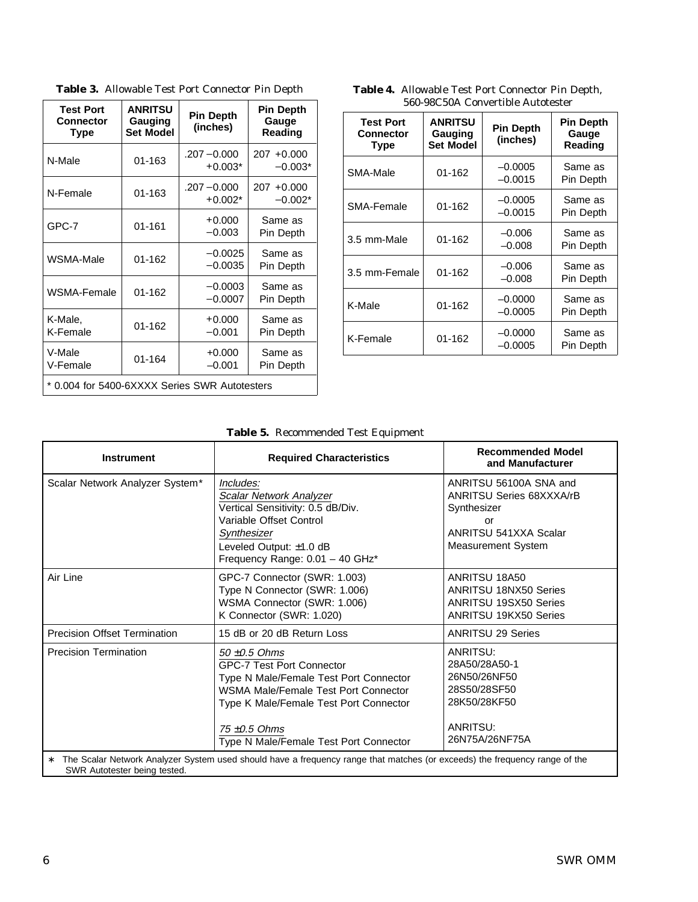**Table 3.** Allowable Test Port Connector Pin Depth

| Test Port Connector Type | ANRITSU Gauging Set Model | Pin Depth (inches) | Pin Depth Gauge Reading |
|---|---|---|---|
| N-Male | 01-163 | .207 −0.000 +0.003* | 207 +0.000 −0.003* |
| N-Female | 01-163 | .207 −0.000 +0.002* | 207 +0.000 −0.002* |
| GPC-7 | 01-161 | +0.000 −0.003 | Same as Pin Depth |
| WSMA-Male | 01-162 | −0.0025 −0.0035 | Same as Pin Depth |
| WSMA-Female | 01-162 | −0.0003 −0.0007 | Same as Pin Depth |
| K-Male, K-Female | 01-162 | +0.000 −0.001 | Same as Pin Depth |
| V-Male V-Female | 01-164 | +0.000 −0.001 | Same as Pin Depth |

\* 0.004 for 5400-6XXXX Series SWR Autotesters

**Table 4.** Allowable Test Port Connector Pin Depth, 560-98C50A Convertible Autotester

| Test Port Connector Type | ANRITSU Gauging Set Model | Pin Depth (inches) | Pin Depth Gauge Reading |
|---|---|---|---|
| SMA-Male | 01-162 | –0.0005 –0.0015 | Same as Pin Depth |
| SMA-Female | 01-162 | –0.0005 –0.0015 | Same as Pin Depth |
| 3.5 mm-Male | 01-162 | –0.006 –0.008 | Same as Pin Depth |
| 3.5 mm-Female | 01-162 | –0.006 –0.008 | Same as Pin Depth |
| K-Male | 01-162 | –0.0000 –0.0005 | Same as Pin Depth |
| K-Female | 01-162 | –0.0000 –0.0005 | Same as Pin Depth |

**Table 5.** Recommended Test Equipment

| Instrument | Required Characteristics | Recommended Model and Manufacturer |
|---|---|---|
| Scalar Network Analyzer System* | *Includes:*<br>*Scalar Network Analyzer*<br>Vertical Sensitivity: 0.5 dB/Div.<br>Variable Offset Control<br>*Synthesizer*<br>Leveled Output: ±1.0 dB<br>Frequency Range: 0.01 – 40 GHz* | ANRITSU 56100A SNA and ANRITSU Series 68XXXA/rB Synthesizer<br>or<br>ANRITSU 541XXA Scalar Measurement System |
| Air Line | GPC-7 Connector (SWR: 1.003)<br>Type N Connector (SWR: 1.006)<br>WSMA Connector (SWR: 1.006)<br>K Connector (SWR: 1.020) | ANRITSU 18A50<br>ANRITSU 18NX50 Series<br>ANRITSU 19SX50 Series<br>ANRITSU 19KX50 Series |
| Precision Offset Termination | 15 dB or 20 dB Return Loss | ANRITSU 29 Series |
| Precision Termination | *50 ±0.5 Ohms*<br>GPC-7 Test Port Connector<br>Type N Male/Female Test Port Connector<br>WSMA Male/Female Test Port Connector<br>Type K Male/Female Test Port Connector<br><br>*75 ±0.5 Ohms*<br>Type N Male/Female Test Port Connector | ANRITSU:<br>28A50/28A50-1<br>26N50/26NF50<br>28S50/28SF50<br>28K50/28KF50<br><br>ANRITSU:<br>26N75A/26NF75A |

∗ The Scalar Network Analyzer System used should have a frequency range that matches (or exceeds) the frequency range of the SWR Autotester being tested.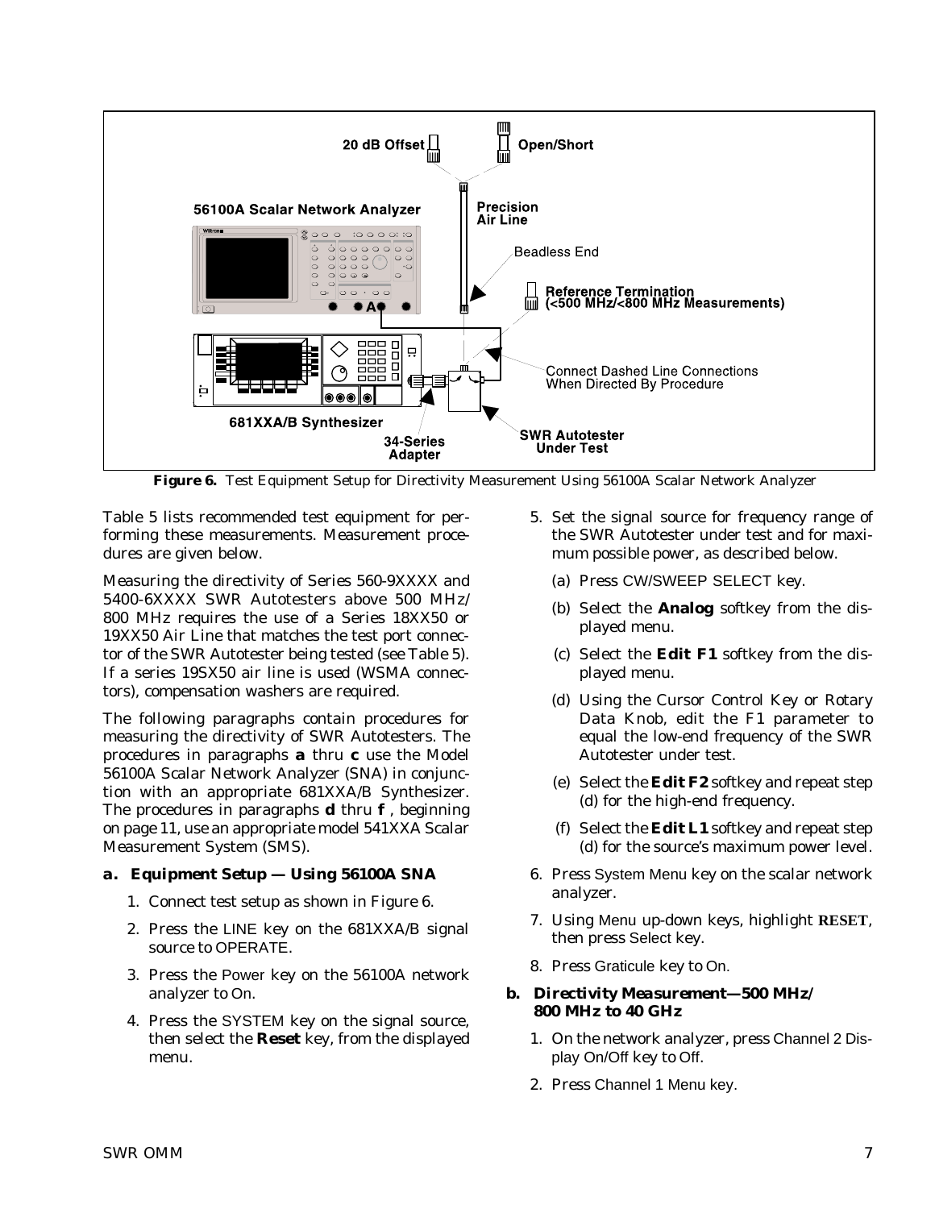**Figure 6.** Test Equipment Setup for Directivity Measurement Using 56100A Scalar Network Analyzer

Table 5 lists recommended test equipment for performing these measurements. Measurement procedures are given below.

Measuring the directivity of Series 560-9XXXX and 5400-6XXXX SWR Autotesters above 500 MHz/800 MHz requires the use of a Series 18XX50 or 19XX50 Air Line that matches the test port connector of the SWR Autotester being tested (see Table 5). If a series 19SX50 air line is used (WSMA connectors), compensation washers are required.

The following paragraphs contain procedures for measuring the directivity of SWR Autotesters. The procedures in paragraphs **a** thru **c** use the Model 56100A Scalar Network Analyzer (SNA) in conjunction with an appropriate 681XXA/B Synthesizer. The procedures in paragraphs **d** thru **f** , beginning on page 11, use an appropriate model 541XXA Scalar Measurement System (SMS).

### a. Equipment Setup — Using 56100A SNA

1. Connect test setup as shown in Figure 6.
2. Press the LINE key on the 681XXA/B signal source to OPERATE.
3. Press the Power key on the 56100A network analyzer to On.
4. Press the SYSTEM key on the signal source, then select the **Reset** key, from the displayed menu.
5. Set the signal source for frequency range of the SWR Autotester under test and for maximum possible power, as described below.
   (a) Press CW/SWEEP SELECT key.
   (b) Select the **Analog** softkey from the displayed menu.
   (c) Select the **Edit F1** softkey from the displayed menu.
   (d) Using the Cursor Control Key or Rotary Data Knob, edit the F1 parameter to equal the low-end frequency of the SWR Autotester under test.
   (e) Select the **Edit F2** softkey and repeat step (d) for the high-end frequency.
   (f) Select the **Edit L1** softkey and repeat step (d) for the source's maximum power level.
6. Press System Menu key on the scalar network analyzer.
7. Using Menu up-down keys, highlight **RESET**, then press Select key.
8. Press Graticule key to On.

### b. Directivity Measurement—500 MHz/800 MHz to 40 GHz

1. On the network analyzer, press Channel 2 Display On/Off key to Off.
2. Press Channel 1 Menu key.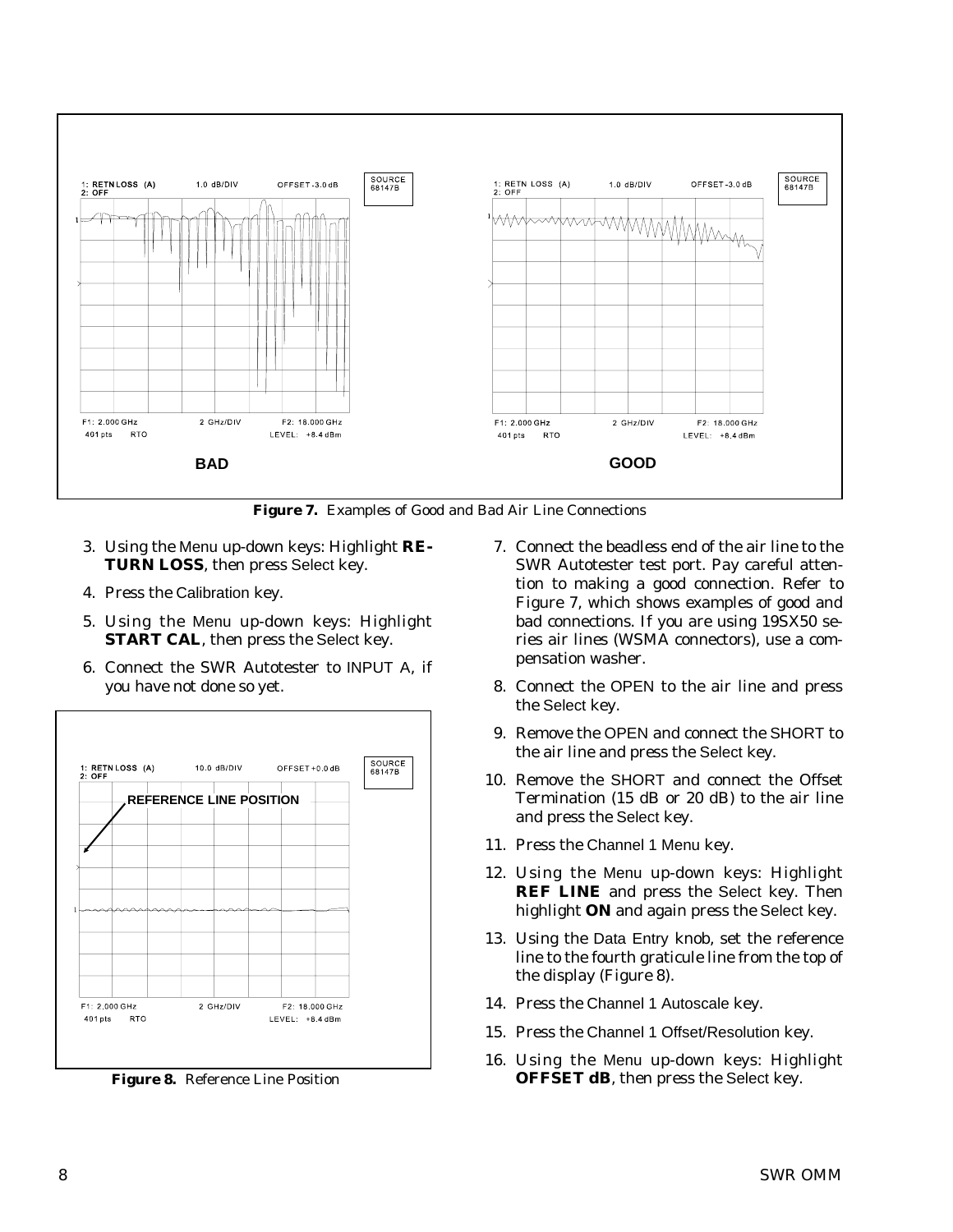**Figure 7.** Examples of Good and Bad Air Line Connections

3. Using the Menu up-down keys: Highlight **RETURN LOSS**, then press Select key.
4. Press the Calibration key.
5. Using the Menu up-down keys: Highlight **START CAL**, then press the Select key.
6. Connect the SWR Autotester to INPUT A, if you have not done so yet.

**Figure 8.** Reference Line Position

7. Connect the beadless end of the air line to the SWR Autotester test port. Pay careful attention to making a good connection. Refer to Figure 7, which shows examples of good and bad connections. If you are using 19SX50 series air lines (WSMA connectors), use a compensation washer.
8. Connect the OPEN to the air line and press the Select key.
9. Remove the OPEN and connect the SHORT to the air line and press the Select key.
10. Remove the SHORT and connect the Offset Termination (15 dB or 20 dB) to the air line and press the Select key.
11. Press the Channel 1 Menu key.
12. Using the Menu up-down keys: Highlight **REF LINE** and press the Select key. Then highlight **ON** and again press the Select key.
13. Using the Data Entry knob, set the reference line to the fourth graticule line from the top of the display (Figure 8).
14. Press the Channel 1 Autoscale key.
15. Press the Channel 1 Offset/Resolution key.
16. Using the Menu up-down keys: Highlight **OFFSET dB**, then press the Select key.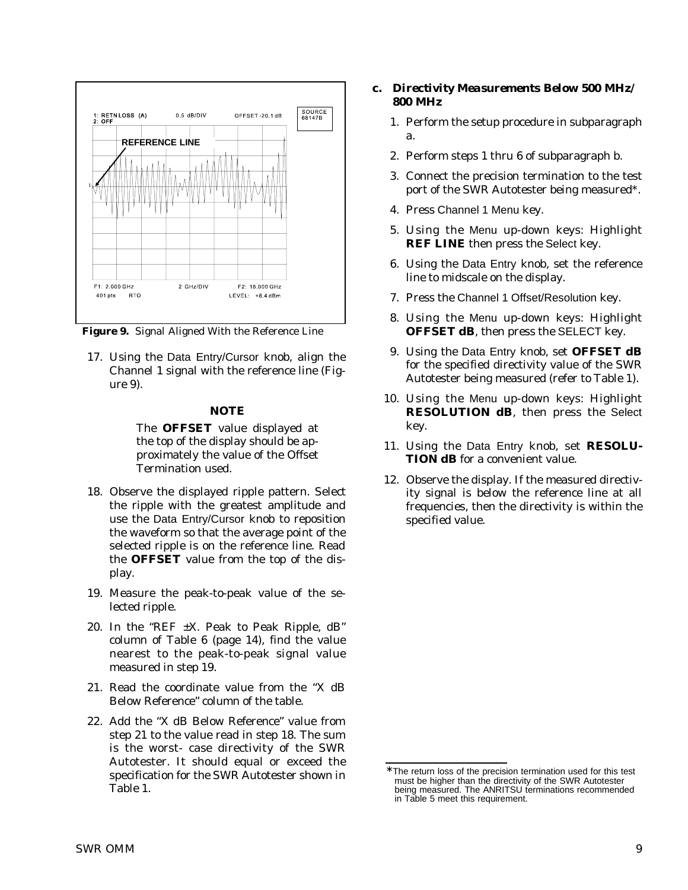**Figure 9.** Signal Aligned With the Reference Line

17. Using the Data Entry/Cursor knob, align the Channel 1 signal with the reference line (Figure 9).

**NOTE**

> The **OFFSET** value displayed at the top of the display should be approximately the value of the Offset Termination used.

18. Observe the displayed ripple pattern. Select the ripple with the greatest amplitude and use the Data Entry/Cursor knob to reposition the waveform so that the average point of the selected ripple is on the reference line. Read the **OFFSET** value from the top of the display.

19. Measure the peak-to-peak value of the selected ripple.

20. In the "REF ±X. Peak to Peak Ripple, dB" column of Table 6 (page 14), find the value nearest to the peak-to-peak signal value measured in step 19.

21. Read the coordinate value from the "X dB Below Reference" column of the table.

22. Add the "X dB Below Reference" value from step 21 to the value read in step 18. The sum is the worst- case directivity of the SWR Autotester. It should equal or exceed the specification for the SWR Autotester shown in Table 1.

### c. Directivity Measurements Below 500 MHz/ 800 MHz

1. Perform the setup procedure in subparagraph a.

2. Perform steps 1 thru 6 of subparagraph b.

3. Connect the precision termination to the test port of the SWR Autotester being measured*.

4. Press Channel 1 Menu key.

5. Using the Menu up-down keys: Highlight **REF LINE** then press the Select key.

6. Using the Data Entry knob, set the reference line to midscale on the display.

7. Press the Channel 1 Offset/Resolution key.

8. Using the Menu up-down keys: Highlight **OFFSET dB**, then press the SELECT key.

9. Using the Data Entry knob, set **OFFSET dB** for the specified directivity value of the SWR Autotester being measured (refer to Table 1).

10. Using the Menu up-down keys: Highlight **RESOLUTION dB**, then press the Select key.

11. Using the Data Entry knob, set **RESOLUTION dB** for a convenient value.

12. Observe the display. If the measured directivity signal is below the reference line at all frequencies, then the directivity is within the specified value.

---

*The return loss of the precision termination used for this test must be higher than the directivity of the SWR Autotester being measured. The ANRITSU terminations recommended in Table 5 meet this requirement.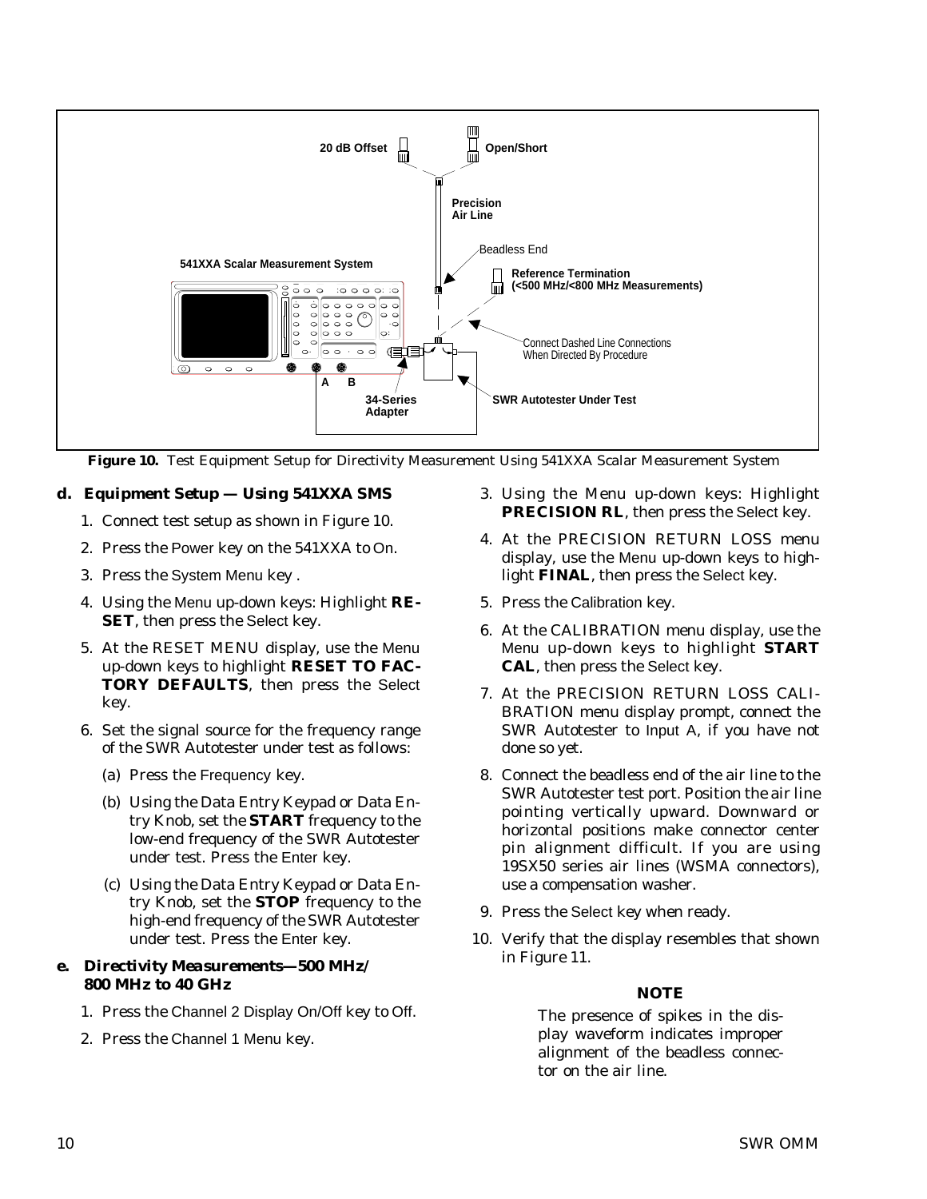**Figure 10.** Test Equipment Setup for Directivity Measurement Using 541XXA Scalar Measurement System

### d. Equipment Setup — Using 541XXA SMS

1. Connect test setup as shown in Figure 10.
2. Press the Power key on the 541XXA to On.
3. Press the System Menu key .
4. Using the Menu up-down keys: Highlight **RESET**, then press the Select key.
5. At the RESET MENU display, use the Menu up-down keys to highlight **RESET TO FACTORY DEFAULTS**, then press the Select key.
6. Set the signal source for the frequency range of the SWR Autotester under test as follows:
   (a) Press the Frequency key.
   (b) Using the Data Entry Keypad or Data Entry Knob, set the **START** frequency to the low-end frequency of the SWR Autotester under test. Press the Enter key.
   (c) Using the Data Entry Keypad or Data Entry Knob, set the **STOP** frequency to the high-end frequency of the SWR Autotester under test. Press the Enter key.

### e. Directivity Measurements—500 MHz/ 800 MHz to 40 GHz

1. Press the Channel 2 Display On/Off key to Off.
2. Press the Channel 1 Menu key.
3. Using the Menu up-down keys: Highlight **PRECISION RL**, then press the Select key.
4. At the PRECISION RETURN LOSS menu display, use the Menu up-down keys to highlight **FINAL**, then press the Select key.
5. Press the Calibration key.
6. At the CALIBRATION menu display, use the Menu up-down keys to highlight **START CAL**, then press the Select key.
7. At the PRECISION RETURN LOSS CALIBRATION menu display prompt, connect the SWR Autotester to Input A, if you have not done so yet.
8. Connect the beadless end of the air line to the SWR Autotester test port. Position the air line pointing vertically upward. Downward or horizontal positions make connector center pin alignment difficult. If you are using 19SX50 series air lines (WSMA connectors), use a compensation washer.
9. Press the Select key when ready.
10. Verify that the display resembles that shown in Figure 11.

**NOTE**

The presence of spikes in the display waveform indicates improper alignment of the beadless connector on the air line.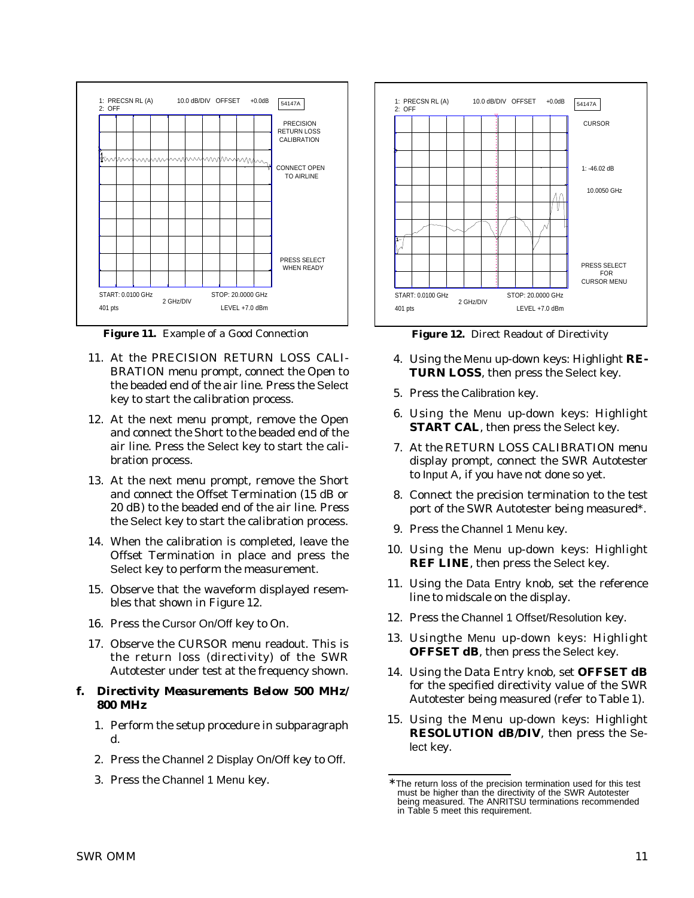Figure 11. Example of a Good Connection

11. At the PRECISION RETURN LOSS CALIBRATION menu prompt, connect the Open to the beaded end of the air line. Press the Select key to start the calibration process.

12. At the next menu prompt, remove the Open and connect the Short to the beaded end of the air line. Press the Select key to start the calibration process.

13. At the next menu prompt, remove the Short and connect the Offset Termination (15 dB or 20 dB) to the beaded end of the air line. Press the Select key to start the calibration process.

14. When the calibration is completed, leave the Offset Termination in place and press the Select key to perform the measurement.

15. Observe that the waveform displayed resembles that shown in Figure 12.

16. Press the Cursor On/Off key to On.

17. Observe the CURSOR menu readout. This is the return loss (directivity) of the SWR Autotester under test at the frequency shown.

**f. Directivity Measurements Below 500 MHz/ 800 MHz**

1. Perform the setup procedure in subparagraph d.

2. Press the Channel 2 Display On/Off key to Off.

3. Press the Channel 1 Menu key.

Figure 12. Direct Readout of Directivity

4. Using the Menu up-down keys: Highlight **RETURN LOSS**, then press the Select key.

5. Press the Calibration key.

6. Using the Menu up-down keys: Highlight **START CAL**, then press the Select key.

7. At the RETURN LOSS CALIBRATION menu display prompt, connect the SWR Autotester to Input A, if you have not done so yet.

8. Connect the precision termination to the test port of the SWR Autotester being measured*.

9. Press the Channel 1 Menu key.

10. Using the Menu up-down keys: Highlight **REF LINE**, then press the Select key.

11. Using the Data Entry knob, set the reference line to midscale on the display.

12. Press the Channel 1 Offset/Resolution key.

13. Usingthe Menu up-down keys: Highlight **OFFSET dB**, then press the Select key.

14. Using the Data Entry knob, set **OFFSET dB** for the specified directivity value of the SWR Autotester being measured (refer to Table 1).

15. Using the Menu up-down keys: Highlight **RESOLUTION dB/DIV**, then press the Select key.

*The return loss of the precision termination used for this test must be higher than the directivity of the SWR Autotester being measured. The ANRITSU terminations recommended in Table 5 meet this requirement.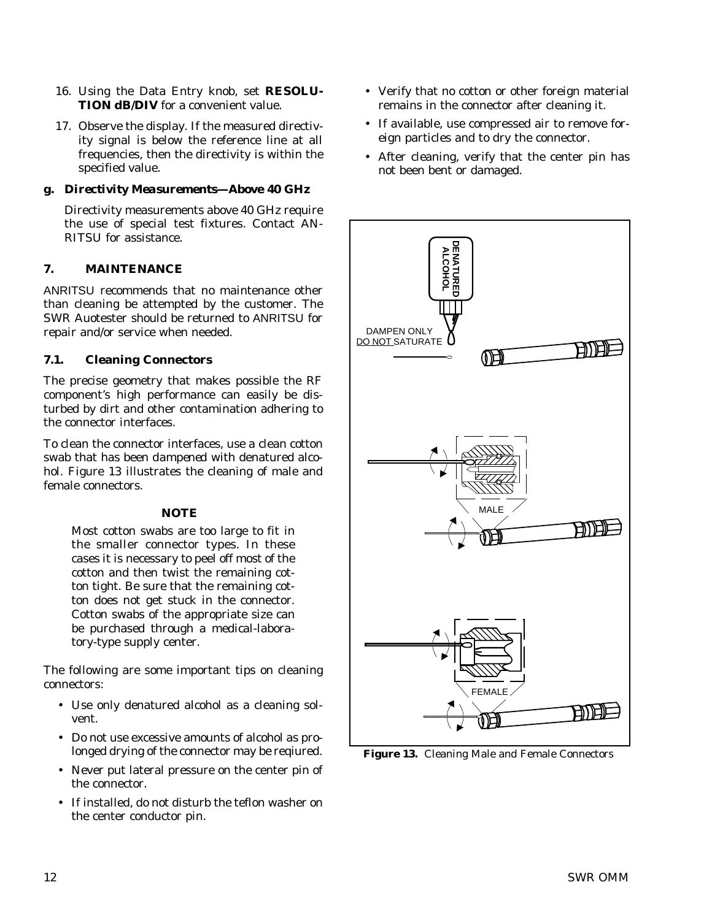16. Using the Data Entry knob, set **RESOLUTION dB/DIV** for a convenient value.

17. Observe the display. If the measured directivity signal is below the reference line at all frequencies, then the directivity is within the specified value.

### g. Directivity Measurements—Above 40 GHz

Directivity measurements above 40 GHz require the use of special test fixtures. Contact ANRITSU for assistance.

## 7. MAINTENANCE

ANRITSU recommends that no maintenance other than cleaning be attempted by the customer. The SWR Auotester should be returned to ANRITSU for repair and/or service when needed.

### 7.1. Cleaning Connectors

The precise geometry that makes possible the RF component's high performance can easily be disturbed by dirt and other contamination adhering to the connector interfaces.

To clean the connector interfaces, use a clean cotton swab that has been dampened with denatured alcohol. Figure 13 illustrates the cleaning of male and female connectors.

**NOTE**

Most cotton swabs are too large to fit in the smaller connector types. In these cases it is necessary to peel off most of the cotton and then twist the remaining cotton tight. Be sure that the remaining cotton does not get stuck in the connector. Cotton swabs of the appropriate size can be purchased through a medical-laboratory-type supply center.

The following are some important tips on cleaning connectors:

- Use only denatured alcohol as a cleaning solvent.
- Do not use excessive amounts of alcohol as prolonged drying of the connector may be reqiured.
- Never put lateral pressure on the center pin of the connector.
- If installed, do not disturb the teflon washer on the center conductor pin.
- Verify that no cotton or other foreign material remains in the connector after cleaning it.
- If available, use compressed air to remove foreign particles and to dry the connector.
- After cleaning, verify that the center pin has not been bent or damaged.

**Figure 13.** Cleaning Male and Female Connectors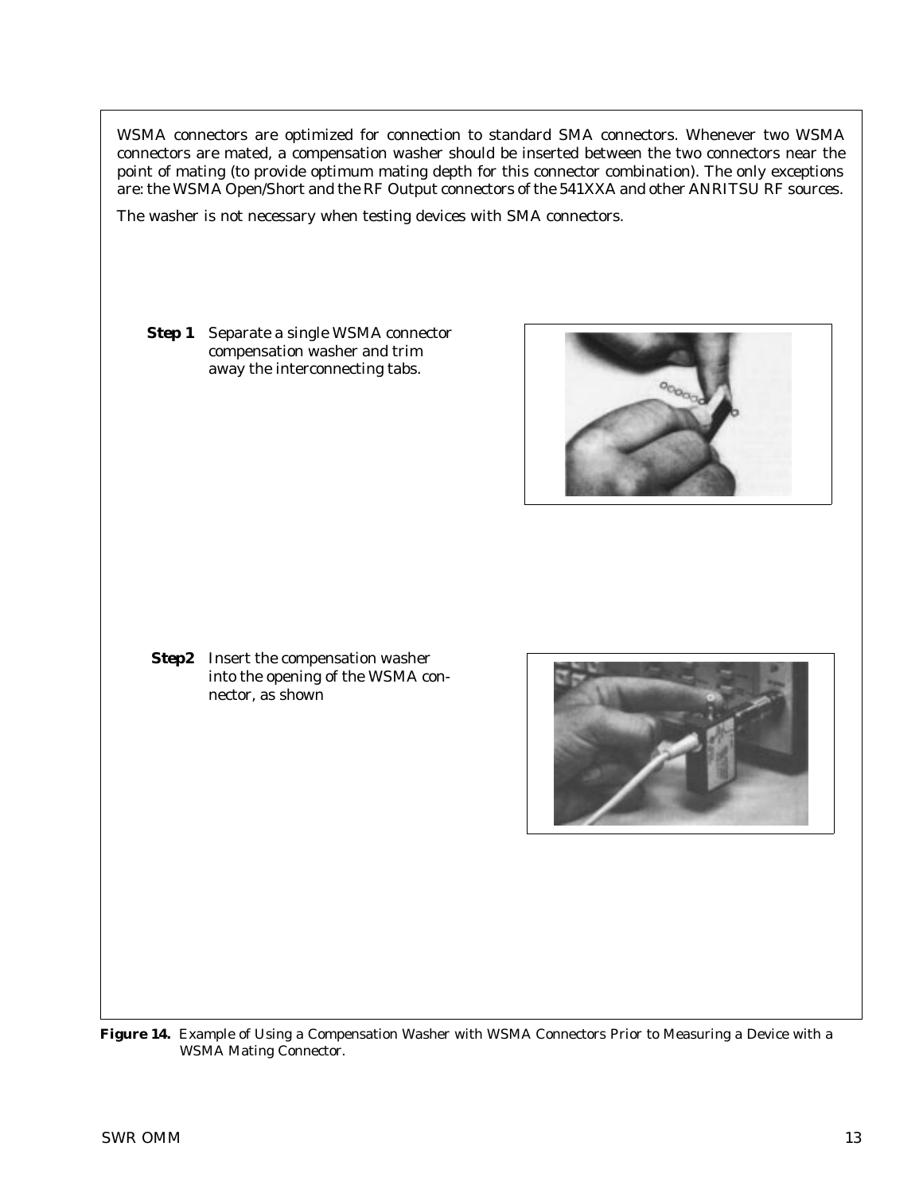WSMA connectors are optimized for connection to standard SMA connectors. Whenever two WSMA connectors are mated, a compensation washer should be inserted between the two connectors near the point of mating (to provide optimum mating depth for this connector combination). The only exceptions are: the WSMA Open/Short and the RF Output connectors of the 541XXA and other ANRITSU RF sources.

The washer is not necessary when testing devices with SMA connectors.

**Step 1** Separate a single WSMA connector compensation washer and trim away the interconnecting tabs.

**Step2** Insert the compensation washer into the opening of the WSMA connector, as shown

**Figure 14.** Example of Using a Compensation Washer with WSMA Connectors Prior to Measuring a Device with a WSMA Mating Connector.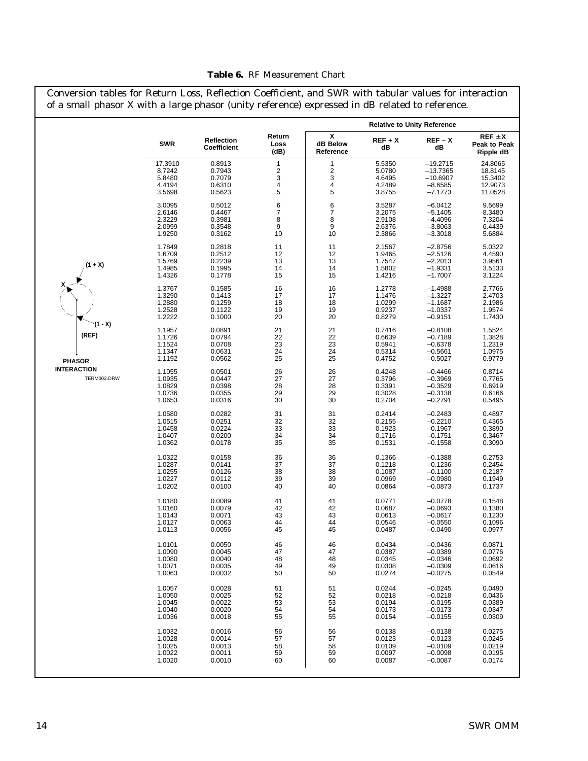**Table 6.** RF Measurement Chart

Conversion tables for Return Loss, Reflection Coefficient, and SWR with tabular values for interaction of a small phasor X with a large phasor (unity reference) expressed in dB related to reference.

(1 + X)

X

(1 - X)

(REF)

PHASOR INTERACTION

TERM002.DRW

| SWR | Reflection Coefficient | Return Loss (dB) | X dB Below Reference | Relative to Unity Reference REF + X dB | REF – X dB | REF ± X Peak to Peak Ripple dB |
|---|---|---|---|---|---|---|
| 17.3910 | 0.8913 | 1 | 1 | 5.5350 | –19.2715 | 24.8065 |
| 8.7242 | 0.7943 | 2 | 2 | 5.0780 | –13.7365 | 18.8145 |
| 5.8480 | 0.7079 | 3 | 3 | 4.6495 | –10.6907 | 15.3402 |
| 4.4194 | 0.6310 | 4 | 4 | 4.2489 | –8.6585 | 12.9073 |
| 3.5698 | 0.5623 | 5 | 5 | 3.8755 | –7.1773 | 11.0528 |
| 3.0095 | 0.5012 | 6 | 6 | 3.5287 | –6.0412 | 9.5699 |
| 2.6146 | 0.4467 | 7 | 7 | 3.2075 | –5.1405 | 8.3480 |
| 2.3229 | 0.3981 | 8 | 8 | 2.9108 | –4.4096 | 7.3204 |
| 2.0999 | 0.3548 | 9 | 9 | 2.6376 | –3.8063 | 6.4439 |
| 1.9250 | 0.3162 | 10 | 10 | 2.3866 | –3.3018 | 5.6884 |
| 1.7849 | 0.2818 | 11 | 11 | 2.1567 | –2.8756 | 5.0322 |
| 1.6709 | 0.2512 | 12 | 12 | 1.9465 | –2.5126 | 4.4590 |
| 1.5769 | 0.2239 | 13 | 13 | 1.7547 | –2.2013 | 3.9561 |
| 1.4985 | 0.1995 | 14 | 14 | 1.5802 | –1.9331 | 3.5133 |
| 1.4326 | 0.1778 | 15 | 15 | 1.4216 | –1.7007 | 3.1224 |
| 1.3767 | 0.1585 | 16 | 16 | 1.2778 | –1.4988 | 2.7766 |
| 1.3290 | 0.1413 | 17 | 17 | 1.1476 | –1.3227 | 2.4703 |
| 1.2880 | 0.1259 | 18 | 18 | 1.0299 | –1.1687 | 2.1986 |
| 1.2528 | 0.1122 | 19 | 19 | 0.9237 | –1.0337 | 1.9574 |
| 1.2222 | 0.1000 | 20 | 20 | 0.8279 | –0.9151 | 1.7430 |
| 1.1957 | 0.0891 | 21 | 21 | 0.7416 | –0.8108 | 1.5524 |
| 1.1726 | 0.0794 | 22 | 22 | 0.6639 | –0.7189 | 1.3828 |
| 1.1524 | 0.0708 | 23 | 23 | 0.5941 | –0.6378 | 1.2319 |
| 1.1347 | 0.0631 | 24 | 24 | 0.5314 | –0.5661 | 1.0975 |
| 1.1192 | 0.0562 | 25 | 25 | 0.4752 | –0.5027 | 0.9779 |
| 1.1055 | 0.0501 | 26 | 26 | 0.4248 | –0.4466 | 0.8714 |
| 1.0935 | 0.0447 | 27 | 27 | 0.3796 | –0.3969 | 0.7765 |
| 1.0829 | 0.0398 | 28 | 28 | 0.3391 | –0.3529 | 0.6919 |
| 1.0736 | 0.0355 | 29 | 29 | 0.3028 | –0.3138 | 0.6166 |
| 1.0653 | 0.0316 | 30 | 30 | 0.2704 | –0.2791 | 0.5495 |
| 1.0580 | 0.0282 | 31 | 31 | 0.2414 | –0.2483 | 0.4897 |
| 1.0515 | 0.0251 | 32 | 32 | 0.2155 | –0.2210 | 0.4365 |
| 1.0458 | 0.0224 | 33 | 33 | 0.1923 | –0.1967 | 0.3890 |
| 1.0407 | 0.0200 | 34 | 34 | 0.1716 | –0.1751 | 0.3467 |
| 1.0362 | 0.0178 | 35 | 35 | 0.1531 | –0.1558 | 0.3090 |
| 1.0322 | 0.0158 | 36 | 36 | 0.1366 | –0.1388 | 0.2753 |
| 1.0287 | 0.0141 | 37 | 37 | 0.1218 | –0.1236 | 0.2454 |
| 1.0255 | 0.0126 | 38 | 38 | 0.1087 | –0.1100 | 0.2187 |
| 1.0227 | 0.0112 | 39 | 39 | 0.0969 | –0.0980 | 0.1949 |
| 1.0202 | 0.0100 | 40 | 40 | 0.0864 | –0.0873 | 0.1737 |
| 1.0180 | 0.0089 | 41 | 41 | 0.0771 | –0.0778 | 0.1548 |
| 1.0160 | 0.0079 | 42 | 42 | 0.0687 | –0.0693 | 0.1380 |
| 1.0143 | 0.0071 | 43 | 43 | 0.0613 | –0.0617 | 0.1230 |
| 1.0127 | 0.0063 | 44 | 44 | 0.0546 | –0.0550 | 0.1096 |
| 1.0113 | 0.0056 | 45 | 45 | 0.0487 | –0.0490 | 0.0977 |
| 1.0101 | 0.0050 | 46 | 46 | 0.0434 | –0.0436 | 0.0871 |
| 1.0090 | 0.0045 | 47 | 47 | 0.0387 | –0.0389 | 0.0776 |
| 1.0080 | 0.0040 | 48 | 48 | 0.0345 | –0.0346 | 0.0692 |
| 1.0071 | 0.0035 | 49 | 49 | 0.0308 | –0.0309 | 0.0616 |
| 1.0063 | 0.0032 | 50 | 50 | 0.0274 | –0.0275 | 0.0549 |
| 1.0057 | 0.0028 | 51 | 51 | 0.0244 | –0.0245 | 0.0490 |
| 1.0050 | 0.0025 | 52 | 52 | 0.0218 | –0.0218 | 0.0436 |
| 1.0045 | 0.0022 | 53 | 53 | 0.0194 | –0.0195 | 0.0389 |
| 1.0040 | 0.0020 | 54 | 54 | 0.0173 | –0.0173 | 0.0347 |
| 1.0036 | 0.0018 | 55 | 55 | 0.0154 | –0.0155 | 0.0309 |
| 1.0032 | 0.0016 | 56 | 56 | 0.0138 | –0.0138 | 0.0275 |
| 1.0028 | 0.0014 | 57 | 57 | 0.0123 | –0.0123 | 0.0245 |
| 1.0025 | 0.0013 | 58 | 58 | 0.0109 | –0.0109 | 0.0219 |
| 1.0022 | 0.0011 | 59 | 59 | 0.0097 | –0.0098 | 0.0195 |
| 1.0020 | 0.0010 | 60 | 60 | 0.0087 | –0.0087 | 0.0174 |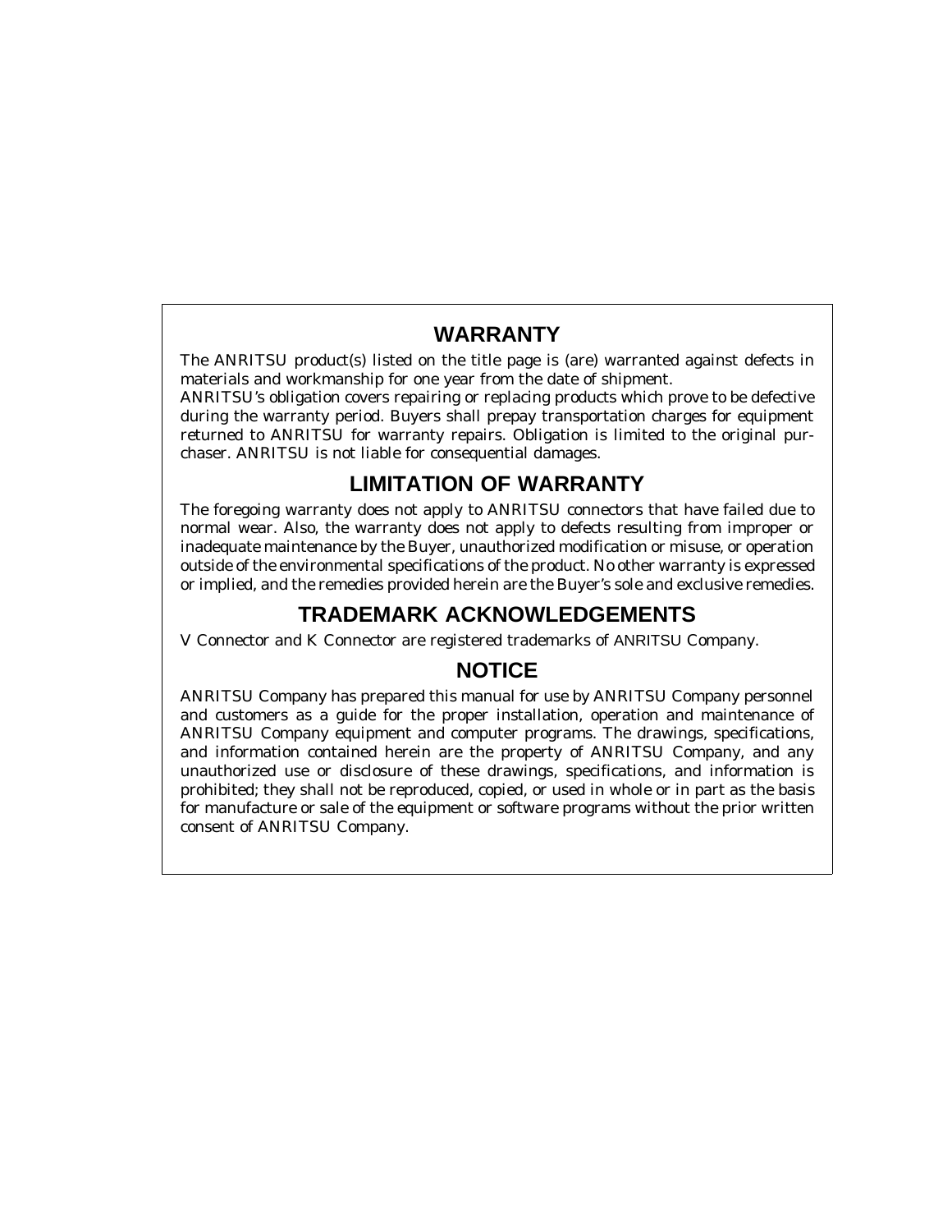## WARRANTY

The ANRITSU product(s) listed on the title page is (are) warranted against defects in materials and workmanship for one year from the date of shipment.
ANRITSU's obligation covers repairing or replacing products which prove to be defective during the warranty period. Buyers shall prepay transportation charges for equipment returned to ANRITSU for warranty repairs. Obligation is limited to the original purchaser. ANRITSU is not liable for consequential damages.

## LIMITATION OF WARRANTY

The foregoing warranty does not apply to ANRITSU connectors that have failed due to normal wear. Also, the warranty does not apply to defects resulting from improper or inadequate maintenance by the Buyer, unauthorized modification or misuse, or operation outside of the environmental specifications of the product. No other warranty is expressed or implied, and the remedies provided herein are the Buyer's sole and exclusive remedies.

## TRADEMARK ACKNOWLEDGEMENTS

V Connector and K Connector are registered trademarks of ANRITSU Company.

## NOTICE

ANRITSU Company has prepared this manual for use by ANRITSU Company personnel and customers as a guide for the proper installation, operation and maintenance of ANRITSU Company equipment and computer programs. The drawings, specifications, and information contained herein are the property of ANRITSU Company, and any unauthorized use or disclosure of these drawings, specifications, and information is prohibited; they shall not be reproduced, copied, or used in whole or in part as the basis for manufacture or sale of the equipment or software programs without the prior written consent of ANRITSU Company.